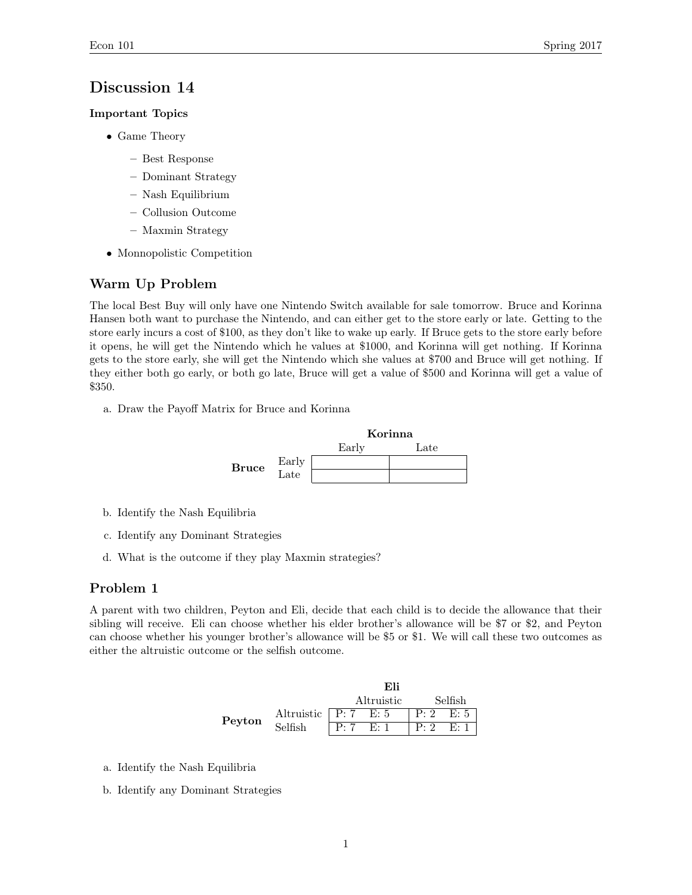# Discussion 14

**Important Topics**

- Game Theory
  - Best Response
  - Dominant Strategy
  - Nash Equilibrium
  - Collusion Outcome
  - Maxmin Strategy
- Monnopolistic Competition

## Warm Up Problem

The local Best Buy will only have one Nintendo Switch available for sale tomorrow. Bruce and Korinna Hansen both want to purchase the Nintendo, and can either get to the store early or late. Getting to the store early incurs a cost of $100, as they don't like to wake up early. If Bruce gets to the store early before it opens, he will get the Nintendo which he values at $1000, and Korinna will get nothing. If Korinna gets to the store early, she will get the Nintendo which she values at $700 and Bruce will get nothing. If they either both go early, or both go late, Bruce will get a value of $500 and Korinna will get a value of $350.

a. Draw the Payoff Matrix for Bruce and Korinna

| | | **Korinna** | |
|---|---|---|---|
| | | Early | Late |
| **Bruce** | Early | | |
| | Late | | |

b. Identify the Nash Equilibria

c. Identify any Dominant Strategies

d. What is the outcome if they play Maxmin strategies?

## Problem 1

A parent with two children, Peyton and Eli, decide that each child is to decide the allowance that their sibling will receive. Eli can choose whether his elder brother's allowance will be $7 or $2, and Peyton can choose whether his younger brother's allowance will be $5 or $1. We will call these two outcomes as either the altruistic outcome or the selfish outcome.

| | | **Eli** | |
|---|---|---|---|
| | | Altruistic | Selfish |
| **Peyton** | Altruistic | P: 7 E: 5 | P: 2 E: 5 |
| | Selfish | P: 7 E: 1 | P: 2 E: 1 |

a. Identify the Nash Equilibria

b. Identify any Dominant Strategies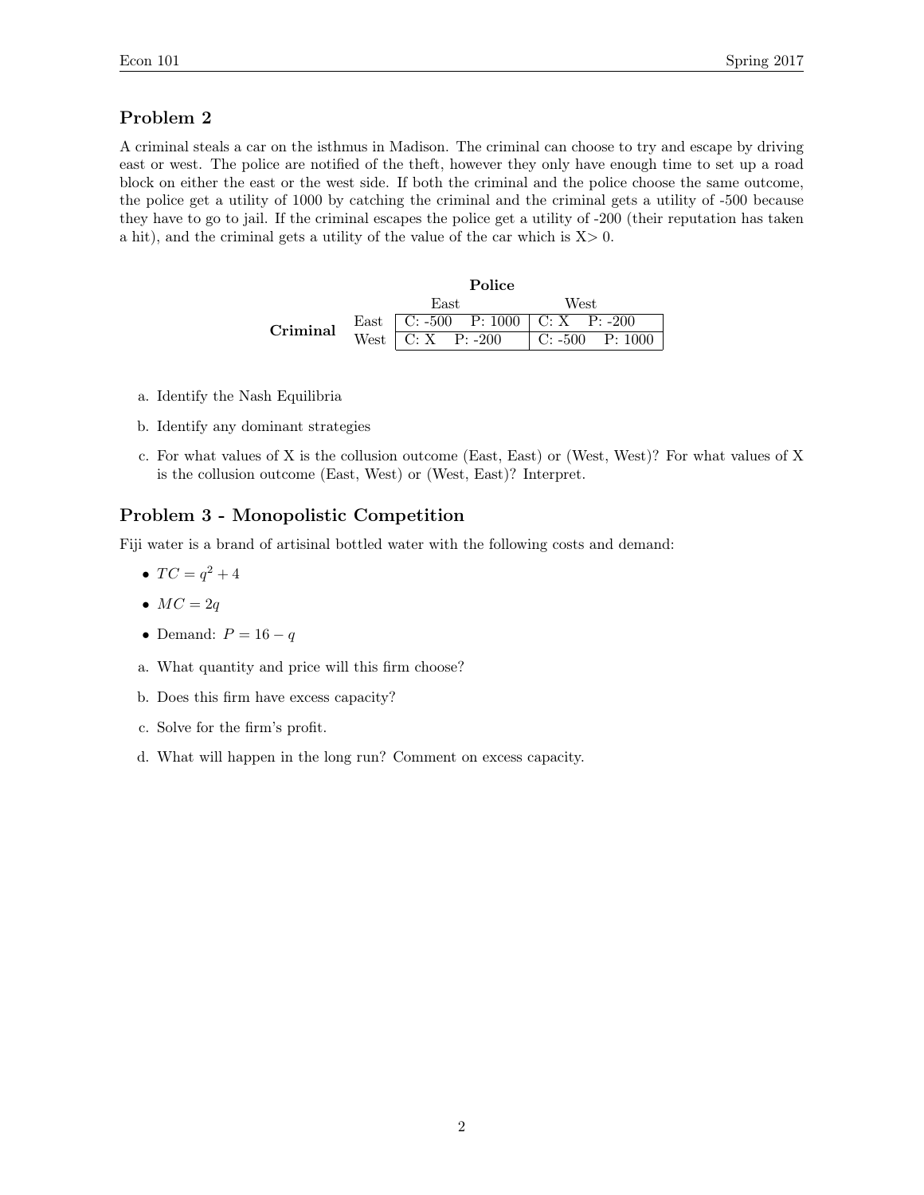## Problem 2

A criminal steals a car on the isthmus in Madison. The criminal can choose to try and escape by driving east or west. The police are notified of the theft, however they only have enough time to set up a road block on either the east or the west side. If both the criminal and the police choose the same outcome, the police get a utility of 1000 by catching the criminal and the criminal gets a utility of -500 because they have to go to jail. If the criminal escapes the police get a utility of -200 (their reputation has taken a hit), and the criminal gets a utility of the value of the car which is X> 0.

| | | **Police** | |
|---|---|---|---|
| | | East | West |
| **Criminal** | East | C: -500 P: 1000 | C: X P: -200 |
| | West | C: X P: -200 | C: -500 P: 1000 |

a. Identify the Nash Equilibria

b. Identify any dominant strategies

c. For what values of X is the collusion outcome (East, East) or (West, West)? For what values of X is the collusion outcome (East, West) or (West, East)? Interpret.

## Problem 3 - Monopolistic Competition

Fiji water is a brand of artisinal bottled water with the following costs and demand:

- $TC = q^2 + 4$
- $MC = 2q$
- Demand: $P = 16 - q$

a. What quantity and price will this firm choose?

b. Does this firm have excess capacity?

c. Solve for the firm's profit.

d. What will happen in the long run? Comment on excess capacity.